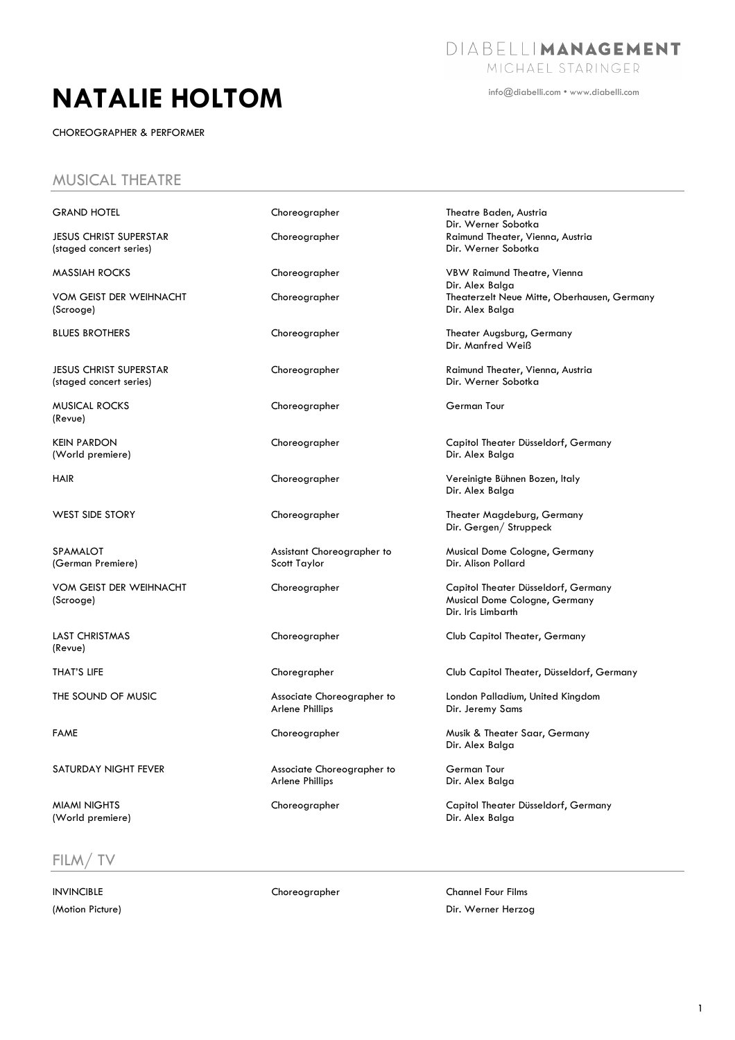DIABELLI**MANAGEMENT**
MICHAEL STARINGER

info@diabelli.com • www.diabelli.com

# NATALIE HOLTOM

CHOREOGRAPHER & PERFORMER

## MUSICAL THEATRE

| | | |
|---|---|---|
| GRAND HOTEL | Choreographer | Theatre Baden, Austria<br>Dir. Werner Sobotka |
| JESUS CHRIST SUPERSTAR<br>(staged concert series) | Choreographer | Raimund Theater, Vienna, Austria<br>Dir. Werner Sobotka |
| MASSIAH ROCKS | Choreographer | VBW Raimund Theatre, Vienna<br>Dir. Alex Balga |
| VOM GEIST DER WEIHNACHT<br>(Scrooge) | Choreographer | Theaterzelt Neue Mitte, Oberhausen, Germany<br>Dir. Alex Balga |
| BLUES BROTHERS | Choreographer | Theater Augsburg, Germany<br>Dir. Manfred Weiß |
| JESUS CHRIST SUPERSTAR<br>(staged concert series) | Choreographer | Raimund Theater, Vienna, Austria<br>Dir. Werner Sobotka |
| MUSICAL ROCKS<br>(Revue) | Choreographer | German Tour |
| KEIN PARDON<br>(World premiere) | Choreographer | Capitol Theater Düsseldorf, Germany<br>Dir. Alex Balga |
| HAIR | Choreographer | Vereinigte Bühnen Bozen, Italy<br>Dir. Alex Balga |
| WEST SIDE STORY | Choreographer | Theater Magdeburg, Germany<br>Dir. Gergen/ Struppeck |
| SPAMALOT<br>(German Premiere) | Assistant Choreographer to Scott Taylor | Musical Dome Cologne, Germany<br>Dir. Alison Pollard |
| VOM GEIST DER WEIHNACHT<br>(Scrooge) | Choreographer | Capitol Theater Düsseldorf, Germany<br>Musical Dome Cologne, Germany<br>Dir. Iris Limbarth |
| LAST CHRISTMAS<br>(Revue) | Choreographer | Club Capitol Theater, Germany |
| THAT'S LIFE | Choregrapher | Club Capitol Theater, Düsseldorf, Germany |
| THE SOUND OF MUSIC | Associate Choreographer to Arlene Phillips | London Palladium, United Kingdom<br>Dir. Jeremy Sams |
| FAME | Choreographer | Musik & Theater Saar, Germany<br>Dir. Alex Balga |
| SATURDAY NIGHT FEVER | Associate Choreographer to Arlene Phillips | German Tour<br>Dir. Alex Balga |
| MIAMI NIGHTS<br>(World premiere) | Choreographer | Capitol Theater Düsseldorf, Germany<br>Dir. Alex Balga |

## FILM/ TV

| | | |
|---|---|---|
| INVINCIBLE<br>(Motion Picture) | Choreographer | Channel Four Films<br>Dir. Werner Herzog |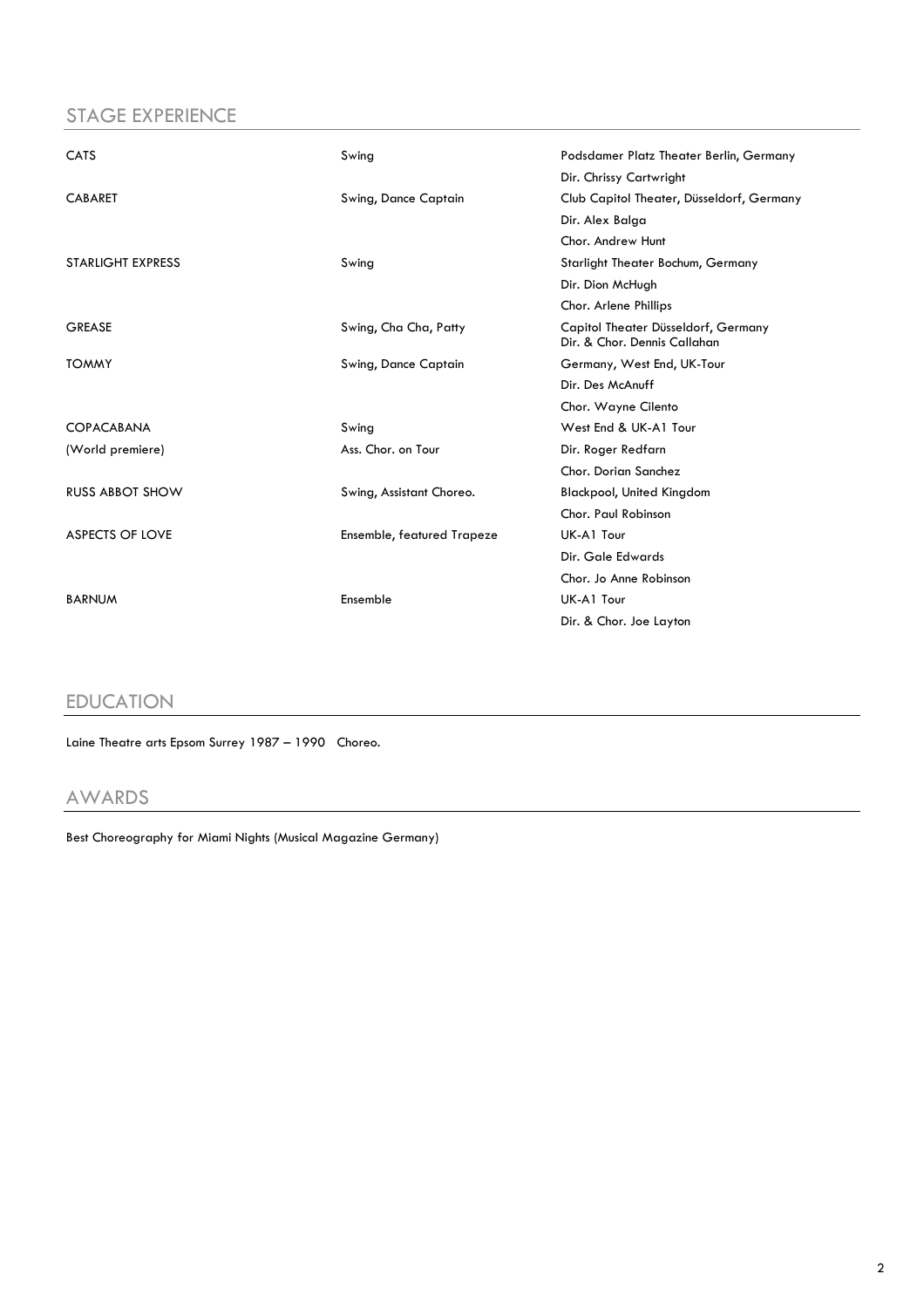## STAGE EXPERIENCE

| | | |
|---|---|---|
| CATS | Swing | Podsdamer Platz Theater Berlin, Germany<br>Dir. Chrissy Cartwright |
| CABARET | Swing, Dance Captain | Club Capitol Theater, Düsseldorf, Germany<br>Dir. Alex Balga<br>Chor. Andrew Hunt |
| STARLIGHT EXPRESS | Swing | Starlight Theater Bochum, Germany<br>Dir. Dion McHugh<br>Chor. Arlene Phillips |
| GREASE | Swing, Cha Cha, Patty | Capitol Theater Düsseldorf, Germany<br>Dir. & Chor. Dennis Callahan |
| TOMMY | Swing, Dance Captain | Germany, West End, UK-Tour<br>Dir. Des McAnuff<br>Chor. Wayne Cilento |
| COPACABANA<br>(World premiere) | Swing<br>Ass. Chor. on Tour | West End & UK-A1 Tour<br>Dir. Roger Redfarn<br>Chor. Dorian Sanchez |
| RUSS ABBOT SHOW | Swing, Assistant Choreo. | Blackpool, United Kingdom<br>Chor. Paul Robinson |
| ASPECTS OF LOVE | Ensemble, featured Trapeze | UK-A1 Tour<br>Dir. Gale Edwards<br>Chor. Jo Anne Robinson |
| BARNUM | Ensemble | UK-A1 Tour<br>Dir. & Chor. Joe Layton |

## EDUCATION

Laine Theatre arts Epsom Surrey 1987 – 1990 Choreo.

## AWARDS

Best Choreography for Miami Nights (Musical Magazine Germany)